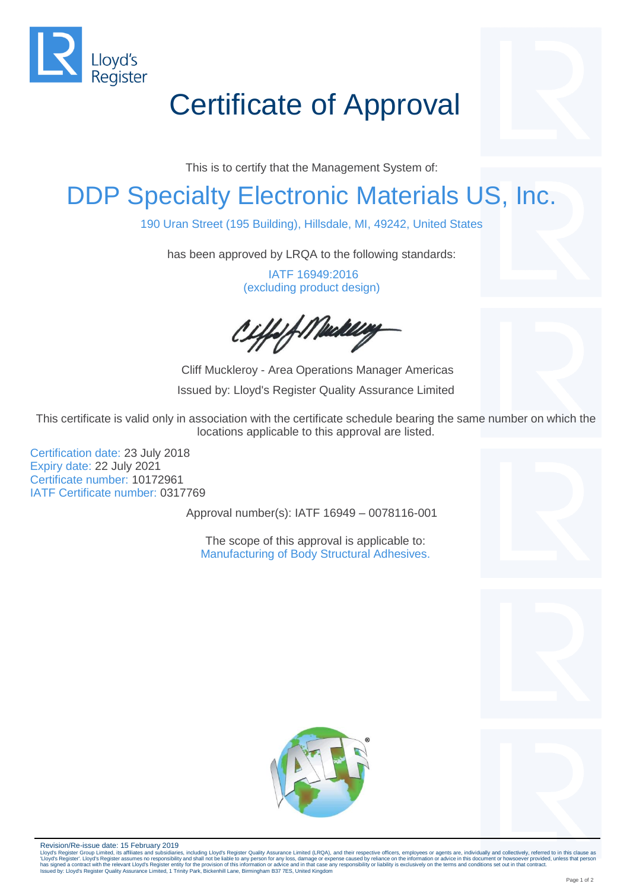Lloyd's Register

# Certificate of Approval

This is to certify that the Management System of:

## DDP Specialty Electronic Materials US, Inc.

190 Uran Street (195 Building), Hillsdale, MI, 49242, United States

has been approved by LRQA to the following standards:

IATF 16949:2016
(excluding product design)

Cliff Muckleroy - Area Operations Manager Americas

Issued by: Lloyd's Register Quality Assurance Limited

This certificate is valid only in association with the certificate schedule bearing the same number on which the locations applicable to this approval are listed.

Certification date: 23 July 2018
Expiry date: 22 July 2021
Certificate number: 10172961
IATF Certificate number: 0317769

Approval number(s): IATF 16949 – 0078116-001

The scope of this approval is applicable to:
Manufacturing of Body Structural Adhesives.

Revision/Re-issue date: 15 February 2019

Lloyd's Register Group Limited, its affiliates and subsidiaries, including Lloyd's Register Quality Assurance Limited (LRQA), and their respective officers, employees or agents are, individually and collectively, referred to in this clause as 'Lloyd's Register'. Lloyd's Register assumes no responsibility and shall not be liable to any person for any loss, damage or expense caused by reliance on the information or advice in this document or howsoever provided, unless that person has signed a contract with the relevant Lloyd's Register entity for the provision of this information or advice and in that case any responsibility or liability is exclusively on the terms and conditions set out in that contract.
Issued by: Lloyd's Register Quality Assurance Limited, 1 Trinity Park, Bickenhill Lane, Birmingham B37 7ES, United Kingdom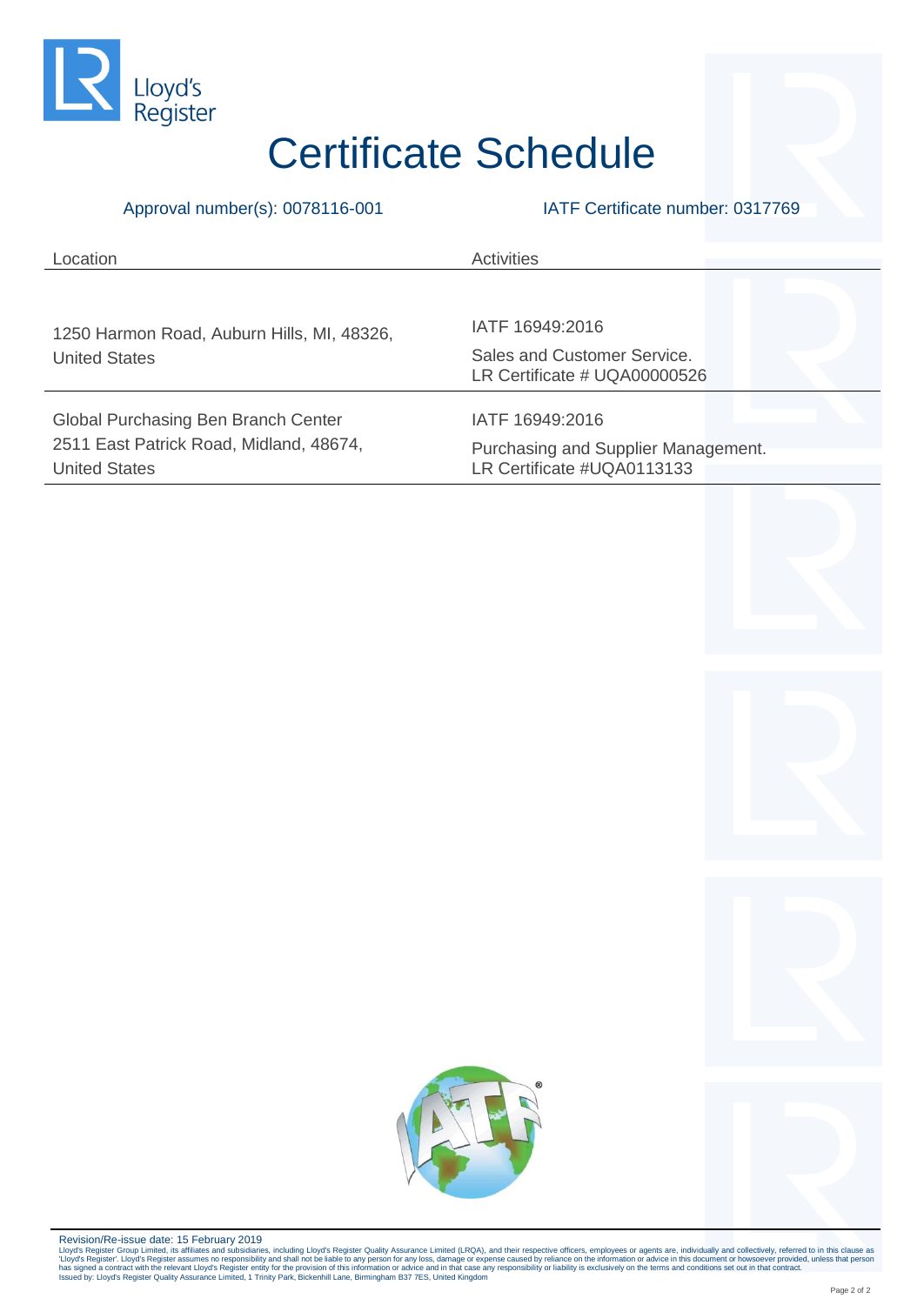# Certificate Schedule

Approval number(s): 0078116-001 IATF Certificate number: 0317769

| Location | Activities |
| --- | --- |
| 1250 Harmon Road, Auburn Hills, MI, 48326, United States | IATF 16949:2016<br>Sales and Customer Service.<br>LR Certificate # UQA00000526 |
| Global Purchasing Ben Branch Center<br>2511 East Patrick Road, Midland, 48674, United States | IATF 16949:2016<br>Purchasing and Supplier Management.<br>LR Certificate #UQA0113133 |

Revision/Re-issue date: 15 February 2019

Lloyd's Register Group Limited, its affiliates and subsidiaries, including Lloyd's Register Quality Assurance Limited (LRQA), and their respective officers, employees or agents are, individually and collectively, referred to in this clause as 'Lloyd's Register'. Lloyd's Register assumes no responsibility and shall not be liable to any person for any loss, damage or expense caused by reliance on the information or advice in this document or howsoever provided, unless that person has signed a contract with the relevant Lloyd's Register entity for the provision of this information or advice and in that case any responsibility or liability is exclusively on the terms and conditions set out in that contract.

Issued by: Lloyd's Register Quality Assurance Limited, 1 Trinity Park, Bickenhill Lane, Birmingham B37 7ES, United Kingdom